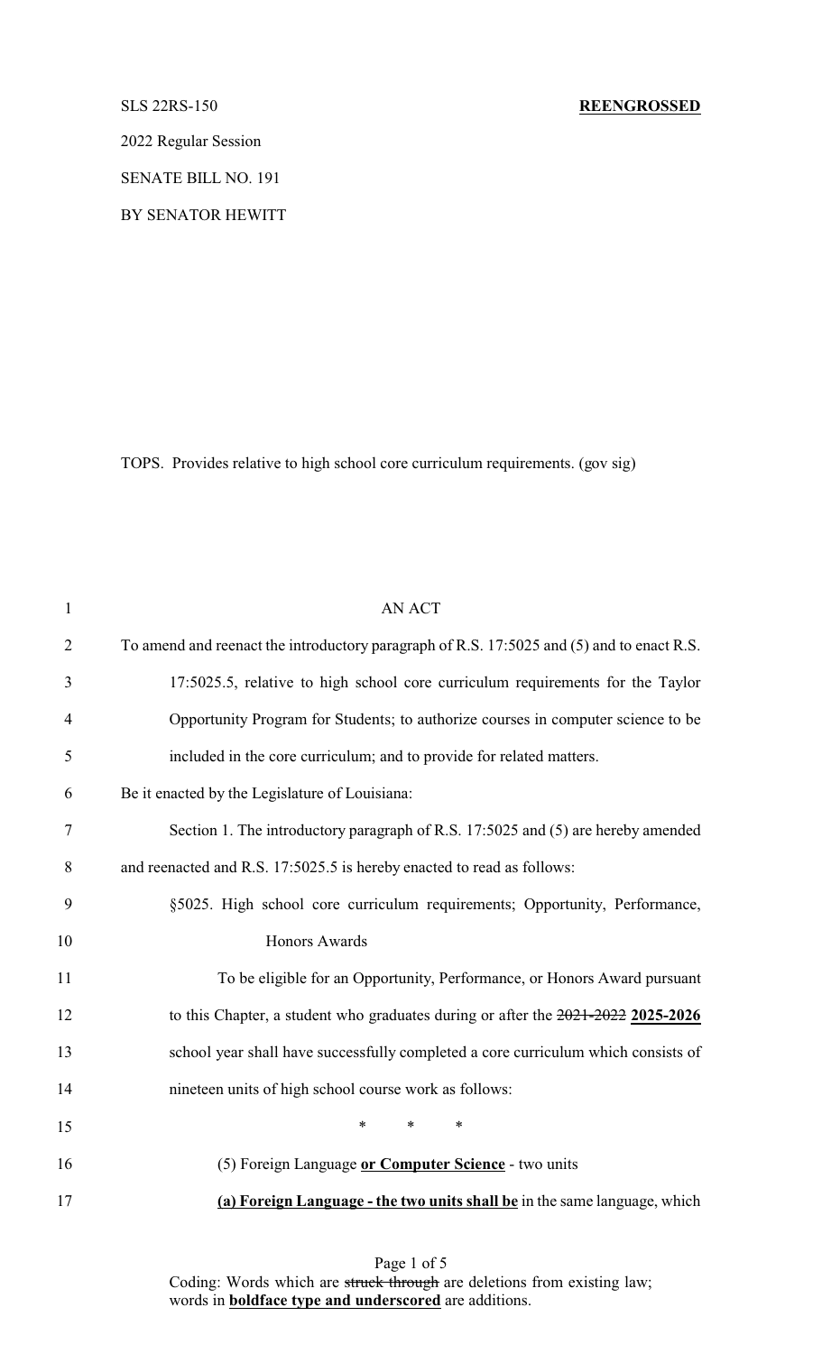SLS 22RS-150 **REENGROSSED**

2022 Regular Session

SENATE BILL NO. 191

BY SENATOR HEWITT

TOPS. Provides relative to high school core curriculum requirements. (gov sig)

AN ACT

To amend and reenact the introductory paragraph of R.S. 17:5025 and (5) and to enact R.S. 17:5025.5, relative to high school core curriculum requirements for the Taylor Opportunity Program for Students; to authorize courses in computer science to be included in the core curriculum; and to provide for related matters.

Be it enacted by the Legislature of Louisiana:

Section 1. The introductory paragraph of R.S. 17:5025 and (5) are hereby amended and reenacted and R.S. 17:5025.5 is hereby enacted to read as follows:

§5025. High school core curriculum requirements; Opportunity, Performance, Honors Awards

To be eligible for an Opportunity, Performance, or Honors Award pursuant to this Chapter, a student who graduates during or after the ~~2021-2022~~ **<u>2025-2026</u>** school year shall have successfully completed a core curriculum which consists of nineteen units of high school course work as follows:

\* \* \*

(5) Foreign Language **<u>or Computer Science</u>** - two units

**<u>(a) Foreign Language - the two units shall be</u>** in the same language, which

Coding: Words which are ~~struck through~~ are deletions from existing law; words in **<u>boldface type and underscored</u>** are additions.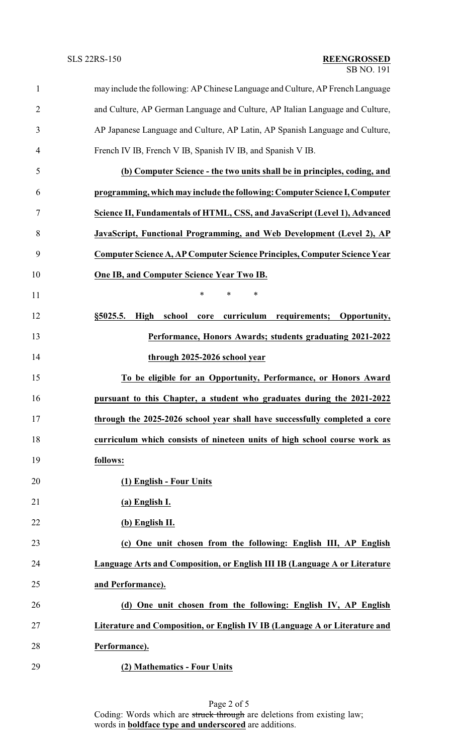may include the following: AP Chinese Language and Culture, AP French Language and Culture, AP German Language and Culture, AP Italian Language and Culture, AP Japanese Language and Culture, AP Latin, AP Spanish Language and Culture, French IV IB, French V IB, Spanish IV IB, and Spanish V IB.

**(b) Computer Science - the two units shall be in principles, coding, and programming, which may include the following: Computer Science I, Computer Science II, Fundamentals of HTML, CSS, and JavaScript (Level 1), Advanced JavaScript, Functional Programming, and Web Development (Level 2), AP Computer Science A, AP Computer Science Principles, Computer Science Year One IB, and Computer Science Year Two IB.**

\* \* \*

**§5025.5. High school core curriculum requirements; Opportunity, Performance, Honors Awards; students graduating 2021-2022 through 2025-2026 school year**

**To be eligible for an Opportunity, Performance, or Honors Award pursuant to this Chapter, a student who graduates during the 2021-2022 through the 2025-2026 school year shall have successfully completed a core curriculum which consists of nineteen units of high school course work as follows:**

**(1) English - Four Units**

**(a) English I.**

**(b) English II.**

**(c) One unit chosen from the following: English III, AP English Language Arts and Composition, or English III IB (Language A or Literature and Performance).**

**(d) One unit chosen from the following: English IV, AP English Literature and Composition, or English IV IB (Language A or Literature and Performance).**

**(2) Mathematics - Four Units**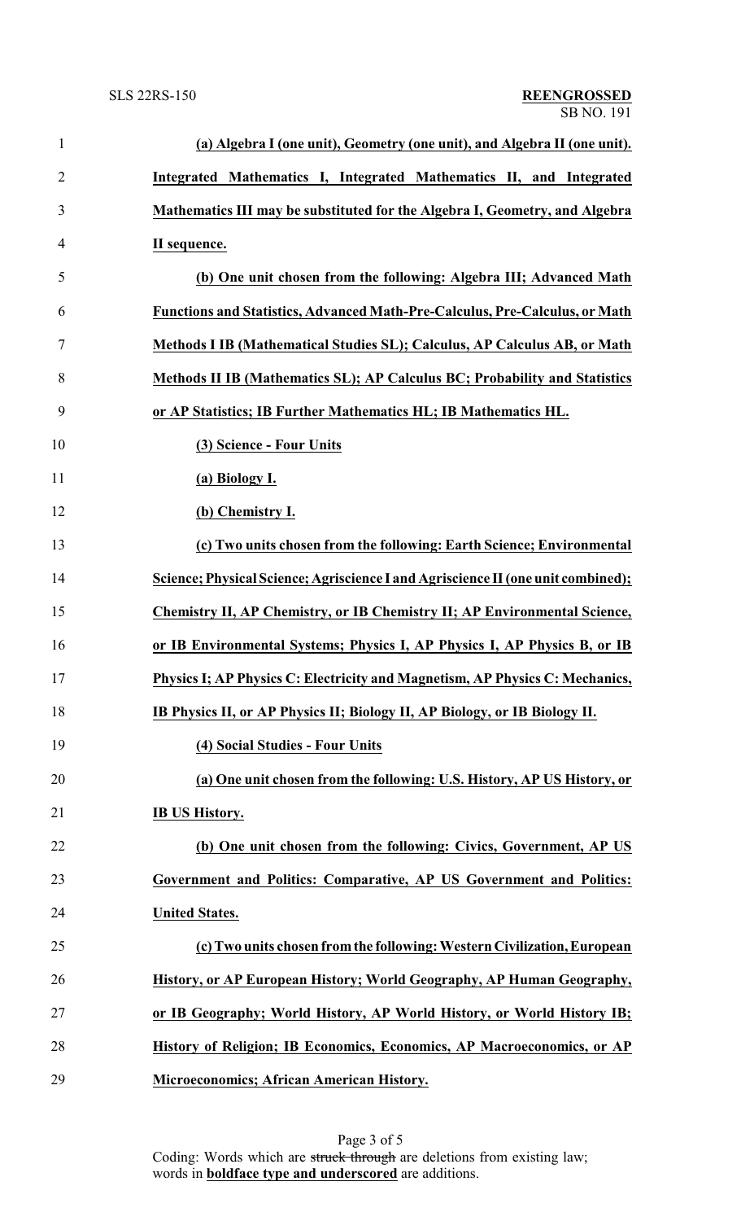**(a) Algebra I (one unit), Geometry (one unit), and Algebra II (one unit). Integrated Mathematics I, Integrated Mathematics II, and Integrated Mathematics III may be substituted for the Algebra I, Geometry, and Algebra II sequence.**

**(b) One unit chosen from the following: Algebra III; Advanced Math Functions and Statistics, Advanced Math-Pre-Calculus, Pre-Calculus, or Math Methods I IB (Mathematical Studies SL); Calculus, AP Calculus AB, or Math Methods II IB (Mathematics SL); AP Calculus BC; Probability and Statistics or AP Statistics; IB Further Mathematics HL; IB Mathematics HL.**

**(3) Science - Four Units**

**(a) Biology I.**

**(b) Chemistry I.**

**(c) Two units chosen from the following: Earth Science; Environmental Science; Physical Science; Agriscience I and Agriscience II (one unit combined); Chemistry II, AP Chemistry, or IB Chemistry II; AP Environmental Science, or IB Environmental Systems; Physics I, AP Physics I, AP Physics B, or IB Physics I; AP Physics C: Electricity and Magnetism, AP Physics C: Mechanics, IB Physics II, or AP Physics II; Biology II, AP Biology, or IB Biology II.**

**(4) Social Studies - Four Units**

**(a) One unit chosen from the following: U.S. History, AP US History, or IB US History.**

**(b) One unit chosen from the following: Civics, Government, AP US Government and Politics: Comparative, AP US Government and Politics: United States.**

**(c) Two units chosen from the following: Western Civilization, European History, or AP European History; World Geography, AP Human Geography, or IB Geography; World History, AP World History, or World History IB; History of Religion; IB Economics, Economics, AP Macroeconomics, or AP Microeconomics; African American History.**

Coding: Words which are ~~struck through~~ are deletions from existing law; words in **boldface type and underscored** are additions.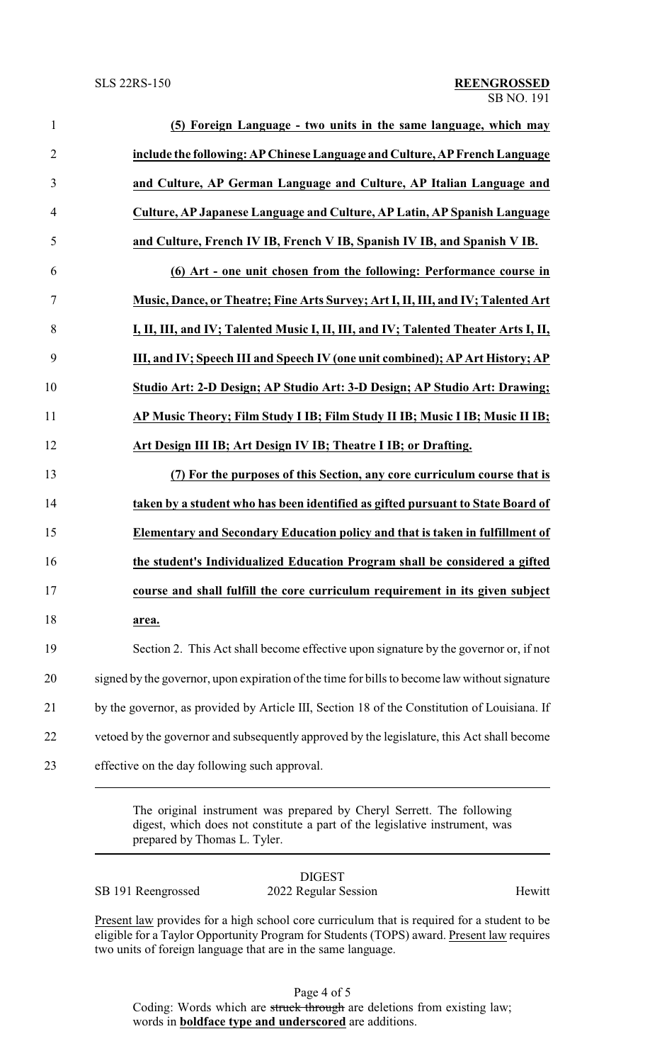**(5) Foreign Language - two units in the same language, which may include the following: AP Chinese Language and Culture, AP French Language and Culture, AP German Language and Culture, AP Italian Language and Culture, AP Japanese Language and Culture, AP Latin, AP Spanish Language and Culture, French IV IB, French V IB, Spanish IV IB, and Spanish V IB.**

**(6) Art - one unit chosen from the following: Performance course in Music, Dance, or Theatre; Fine Arts Survey; Art I, II, III, and IV; Talented Art I, II, III, and IV; Talented Music I, II, III, and IV; Talented Theater Arts I, II, III, and IV; Speech III and Speech IV (one unit combined); AP Art History; AP Studio Art: 2-D Design; AP Studio Art: 3-D Design; AP Studio Art: Drawing; AP Music Theory; Film Study I IB; Film Study II IB; Music I IB; Music II IB; Art Design III IB; Art Design IV IB; Theatre I IB; or Drafting.**

**(7) For the purposes of this Section, any core curriculum course that is taken by a student who has been identified as gifted pursuant to State Board of Elementary and Secondary Education policy and that is taken in fulfillment of the student's Individualized Education Program shall be considered a gifted course and shall fulfill the core curriculum requirement in its given subject area.**

Section 2. This Act shall become effective upon signature by the governor or, if not signed by the governor, upon expiration of the time for bills to become law without signature by the governor, as provided by Article III, Section 18 of the Constitution of Louisiana. If vetoed by the governor and subsequently approved by the legislature, this Act shall become effective on the day following such approval.

---

The original instrument was prepared by Cheryl Serrett. The following digest, which does not constitute a part of the legislative instrument, was prepared by Thomas L. Tyler.

---

DIGEST

SB 191 Reengrossed    2022 Regular Session    Hewitt

Present law provides for a high school core curriculum that is required for a student to be eligible for a Taylor Opportunity Program for Students (TOPS) award. Present law requires two units of foreign language that are in the same language.

Coding: Words which are ~~struck through~~ are deletions from existing law; words in **boldface type and underscored** are additions.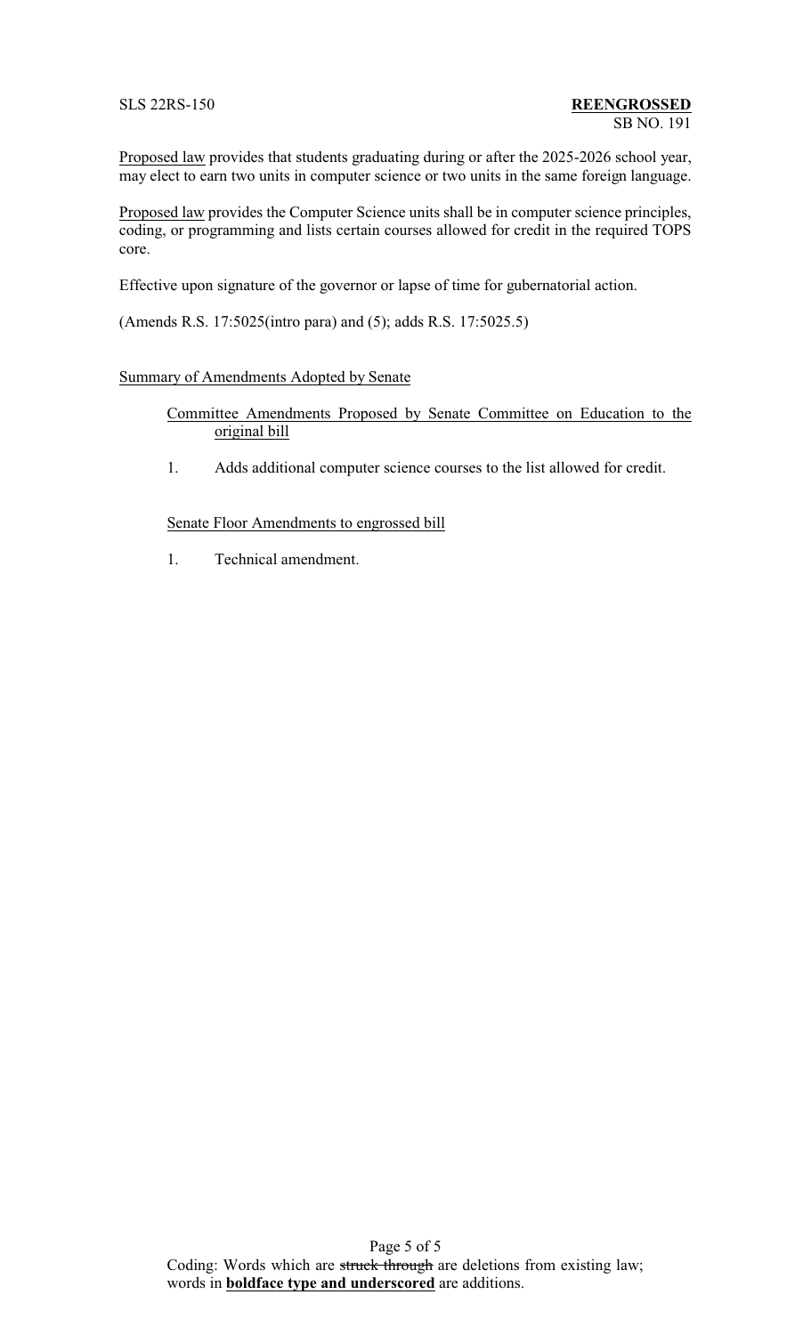Proposed law provides that students graduating during or after the 2025-2026 school year, may elect to earn two units in computer science or two units in the same foreign language.

Proposed law provides the Computer Science units shall be in computer science principles, coding, or programming and lists certain courses allowed for credit in the required TOPS core.

Effective upon signature of the governor or lapse of time for gubernatorial action.

(Amends R.S. 17:5025(intro para) and (5); adds R.S. 17:5025.5)

Summary of Amendments Adopted by Senate

Committee Amendments Proposed by Senate Committee on Education to the original bill

1. Adds additional computer science courses to the list allowed for credit.

Senate Floor Amendments to engrossed bill

1. Technical amendment.

Coding: Words which are ~~struck through~~ are deletions from existing law; words in **boldface type and underscored** are additions.